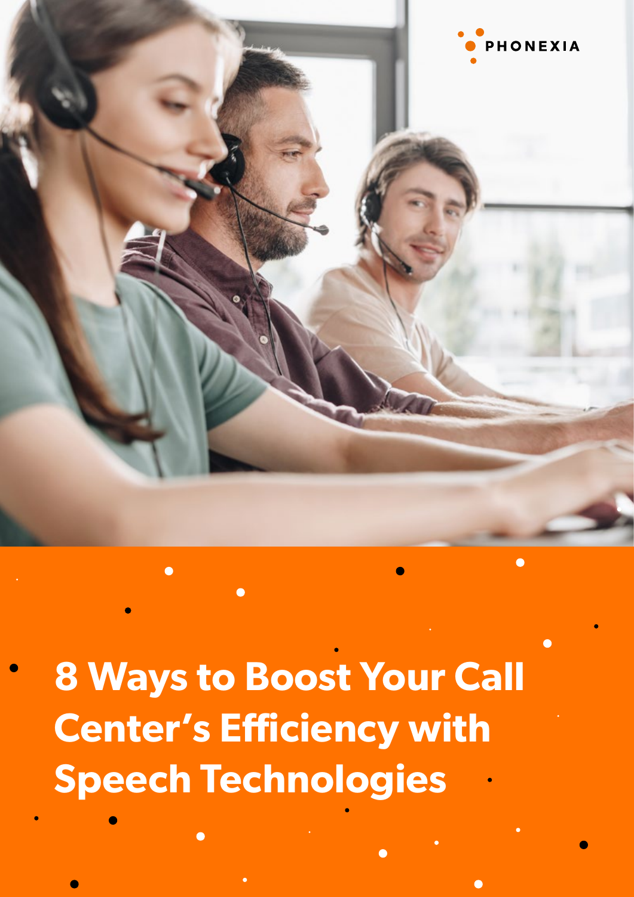PHONEXIA

# 8 Ways to Boost Your Call Center's Efficiency with Speech Technologies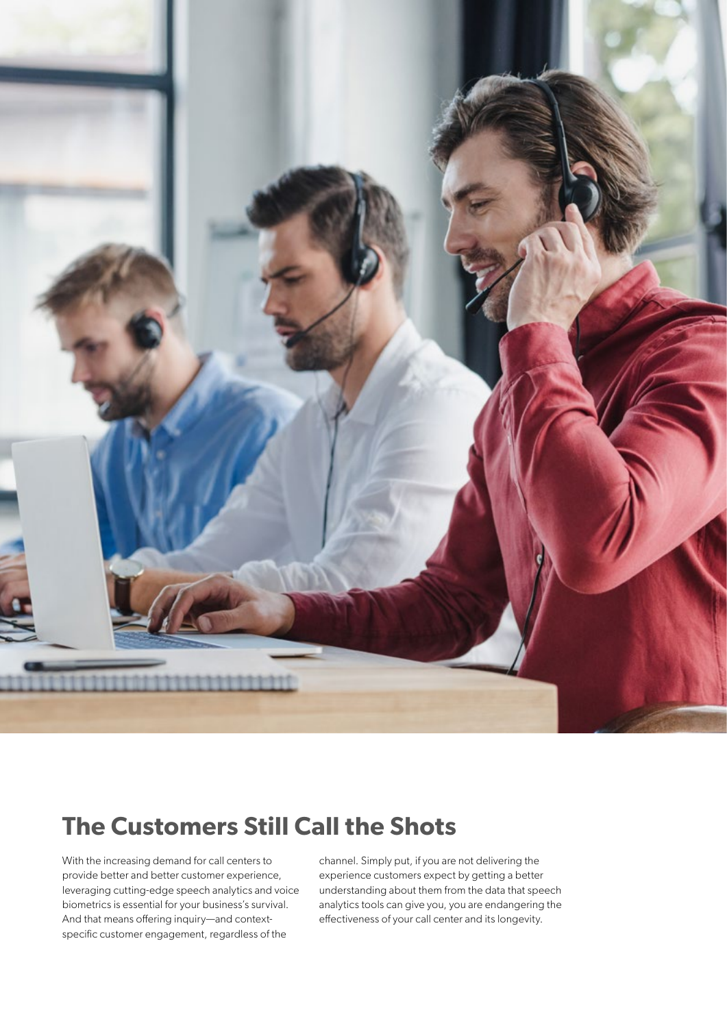## The Customers Still Call the Shots

With the increasing demand for call centers to provide better and better customer experience, leveraging cutting-edge speech analytics and voice biometrics is essential for your business's survival. And that means offering inquiry—and context-specific customer engagement, regardless of the channel. Simply put, if you are not delivering the experience customers expect by getting a better understanding about them from the data that speech analytics tools can give you, you are endangering the effectiveness of your call center and its longevity.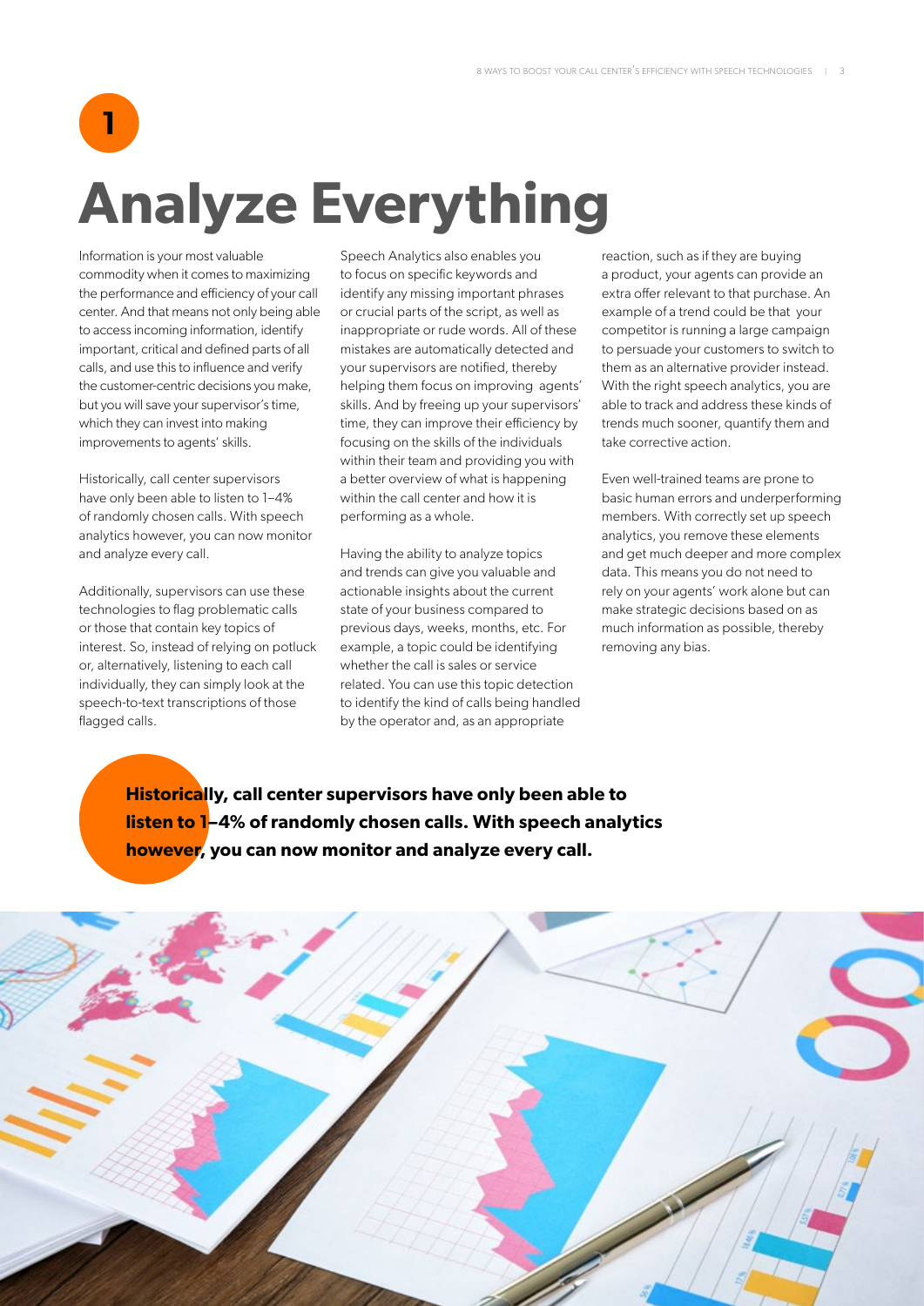**1**

# Analyze Everything

Information is your most valuable commodity when it comes to maximizing the performance and efficiency of your call center. And that means not only being able to access incoming information, identify important, critical and defined parts of all calls, and use this to influence and verify the customer-centric decisions you make, but you will save your supervisor's time, which they can invest into making improvements to agents' skills.

Historically, call center supervisors have only been able to listen to 1–4% of randomly chosen calls. With speech analytics however, you can now monitor and analyze every call.

Additionally, supervisors can use these technologies to flag problematic calls or those that contain key topics of interest. So, instead of relying on potluck or, alternatively, listening to each call individually, they can simply look at the speech-to-text transcriptions of those flagged calls.

Speech Analytics also enables you to focus on specific keywords and identify any missing important phrases or crucial parts of the script, as well as inappropriate or rude words. All of these mistakes are automatically detected and your supervisors are notified, thereby helping them focus on improving agents' skills. And by freeing up your supervisors' time, they can improve their efficiency by focusing on the skills of the individuals within their team and providing you with a better overview of what is happening within the call center and how it is performing as a whole.

Having the ability to analyze topics and trends can give you valuable and actionable insights about the current state of your business compared to previous days, weeks, months, etc. For example, a topic could be identifying whether the call is sales or service related. You can use this topic detection to identify the kind of calls being handled by the operator and, as an appropriate reaction, such as if they are buying a product, your agents can provide an extra offer relevant to that purchase. An example of a trend could be that your competitor is running a large campaign to persuade your customers to switch to them as an alternative provider instead. With the right speech analytics, you are able to track and address these kinds of trends much sooner, quantify them and take corrective action.

Even well-trained teams are prone to basic human errors and underperforming members. With correctly set up speech analytics, you remove these elements and get much deeper and more complex data. This means you do not need to rely on your agents' work alone but can make strategic decisions based on as much information as possible, thereby removing any bias.

**Historically, call center supervisors have only been able to listen to 1–4% of randomly chosen calls. With speech analytics however, you can now monitor and analyze every call.**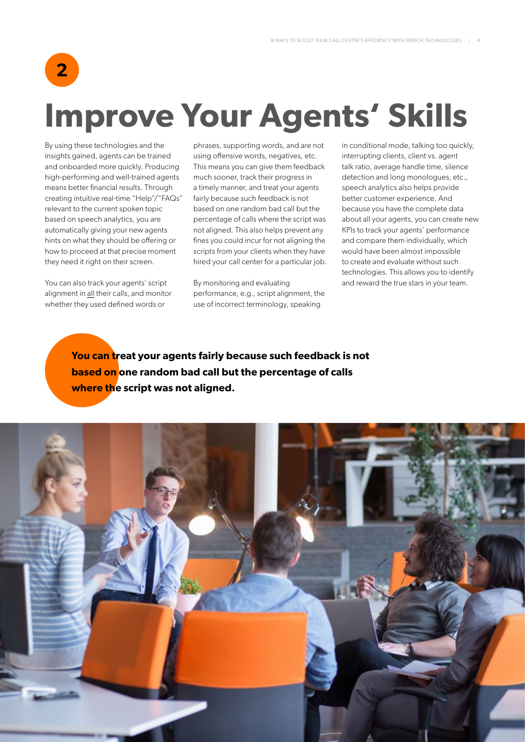## 2

# Improve Your Agents' Skills

By using these technologies and the insights gained, agents can be trained and onboarded more quickly. Producing high-performing and well-trained agents means better financial results. Through creating intuitive real-time "Help"/"FAQs" relevant to the current spoken topic based on speech analytics, you are automatically giving your new agents hints on what they should be offering or how to proceed at that precise moment they need it right on their screen.

You can also track your agents' script alignment in all their calls, and monitor whether they used defined words or phrases, supporting words, and are not using offensive words, negatives, etc. This means you can give them feedback much sooner, track their progress in a timely manner, and treat your agents fairly because such feedback is not based on one random bad call but the percentage of calls where the script was not aligned. This also helps prevent any fines you could incur for not aligning the scripts from your clients when they have hired your call center for a particular job.

By monitoring and evaluating performance, e.g., script alignment, the use of incorrect terminology, speaking in conditional mode, talking too quickly, interrupting clients, client vs. agent talk ratio, average handle time, silence detection and long monologues, etc., speech analytics also helps provide better customer experience. And because you have the complete data about all your agents, you can create new KPIs to track your agents' performance and compare them individually, which would have been almost impossible to create and evaluate without such technologies. This allows you to identify and reward the true stars in your team.

**You can treat your agents fairly because such feedback is not based on one random bad call but the percentage of calls where the script was not aligned.**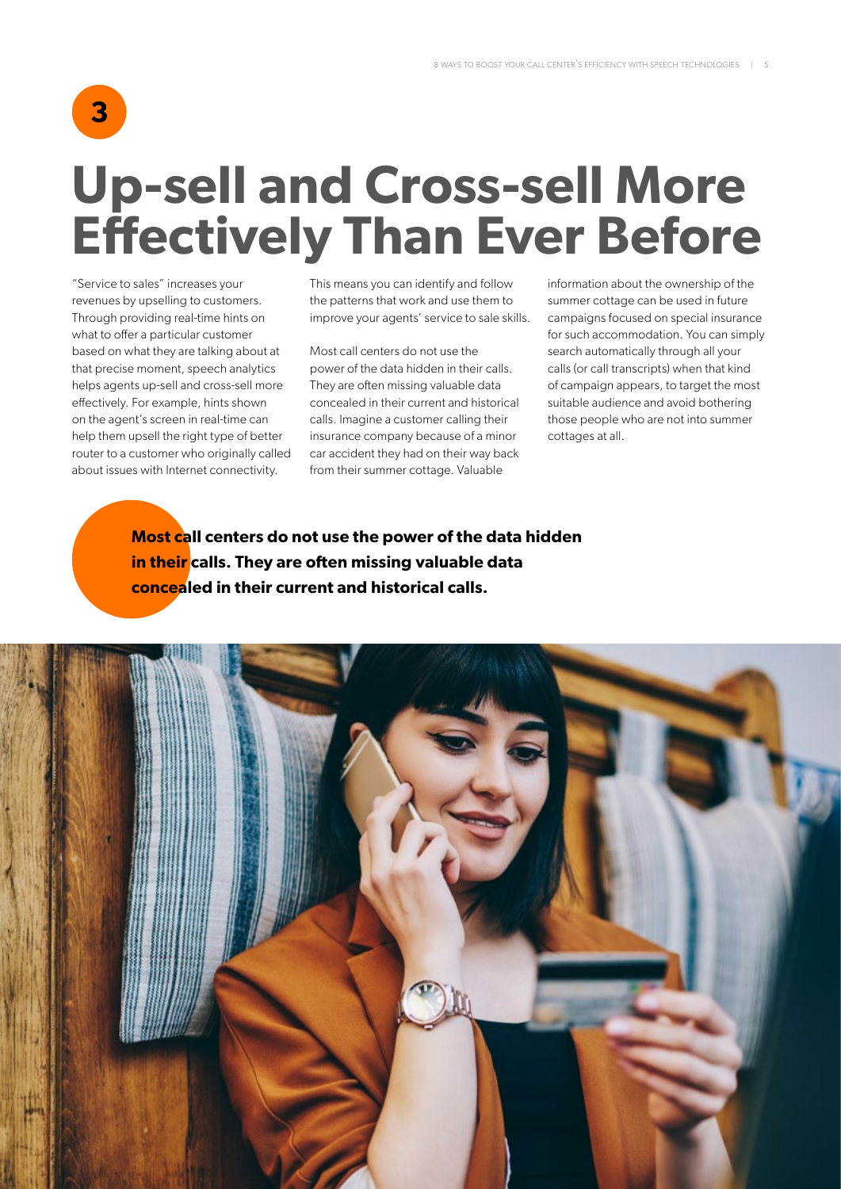3

# Up-sell and Cross-sell More Effectively Than Ever Before

"Service to sales" increases your revenues by upselling to customers. Through providing real-time hints on what to offer a particular customer based on what they are talking about at that precise moment, speech analytics helps agents up-sell and cross-sell more effectively. For example, hints shown on the agent's screen in real-time can help them upsell the right type of better router to a customer who originally called about issues with Internet connectivity.

This means you can identify and follow the patterns that work and use them to improve your agents' service to sale skills.

Most call centers do not use the power of the data hidden in their calls. They are often missing valuable data concealed in their current and historical calls. Imagine a customer calling their insurance company because of a minor car accident they had on their way back from their summer cottage. Valuable information about the ownership of the summer cottage can be used in future campaigns focused on special insurance for such accommodation. You can simply search automatically through all your calls (or call transcripts) when that kind of campaign appears, to target the most suitable audience and avoid bothering those people who are not into summer cottages at all.

**Most call centers do not use the power of the data hidden in their calls. They are often missing valuable data concealed in their current and historical calls.**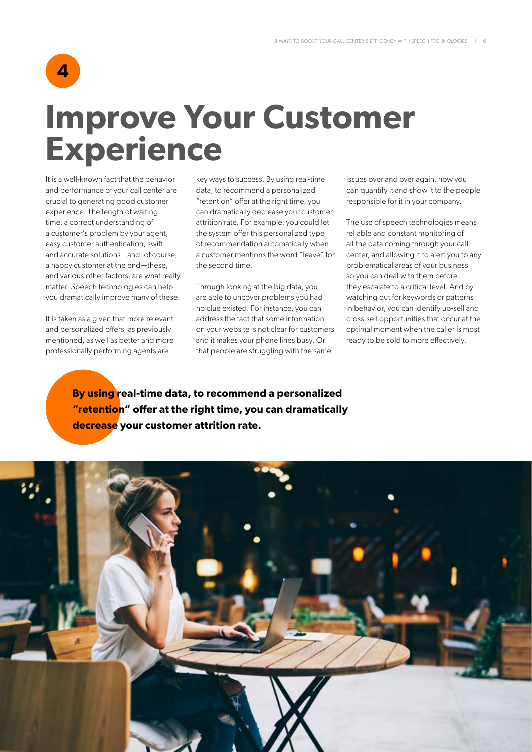**4**

# Improve Your Customer Experience

It is a well-known fact that the behavior and performance of your call center are crucial to generating good customer experience. The length of waiting time, a correct understanding of a customer's problem by your agent, easy customer authentication, swift and accurate solutions—and, of course, a happy customer at the end—these, and various other factors, are what really matter. Speech technologies can help you dramatically improve many of these.

It is taken as a given that more relevant and personalized offers, as previously mentioned, as well as better and more professionally performing agents are key ways to success. By using real-time data, to recommend a personalized "retention" offer at the right time, you can dramatically decrease your customer attrition rate. For example, you could let the system offer this personalized type of recommendation automatically when a customer mentions the word "leave" for the second time.

Through looking at the big data, you are able to uncover problems you had no clue existed. For instance, you can address the fact that some information on your website is not clear for customers and it makes your phone lines busy. Or that people are struggling with the same issues over and over again, now you can quantify it and show it to the people responsible for it in your company.

The use of speech technologies means reliable and constant monitoring of all the data coming through your call center, and allowing it to alert you to any problematical areas of your business so you can deal with them before they escalate to a critical level. And by watching out for keywords or patterns in behavior, you can identify up-sell and cross-sell opportunities that occur at the optimal moment when the caller is most ready to be sold to more effectively.

**By using real-time data, to recommend a personalized "retention" offer at the right time, you can dramatically decrease your customer attrition rate.**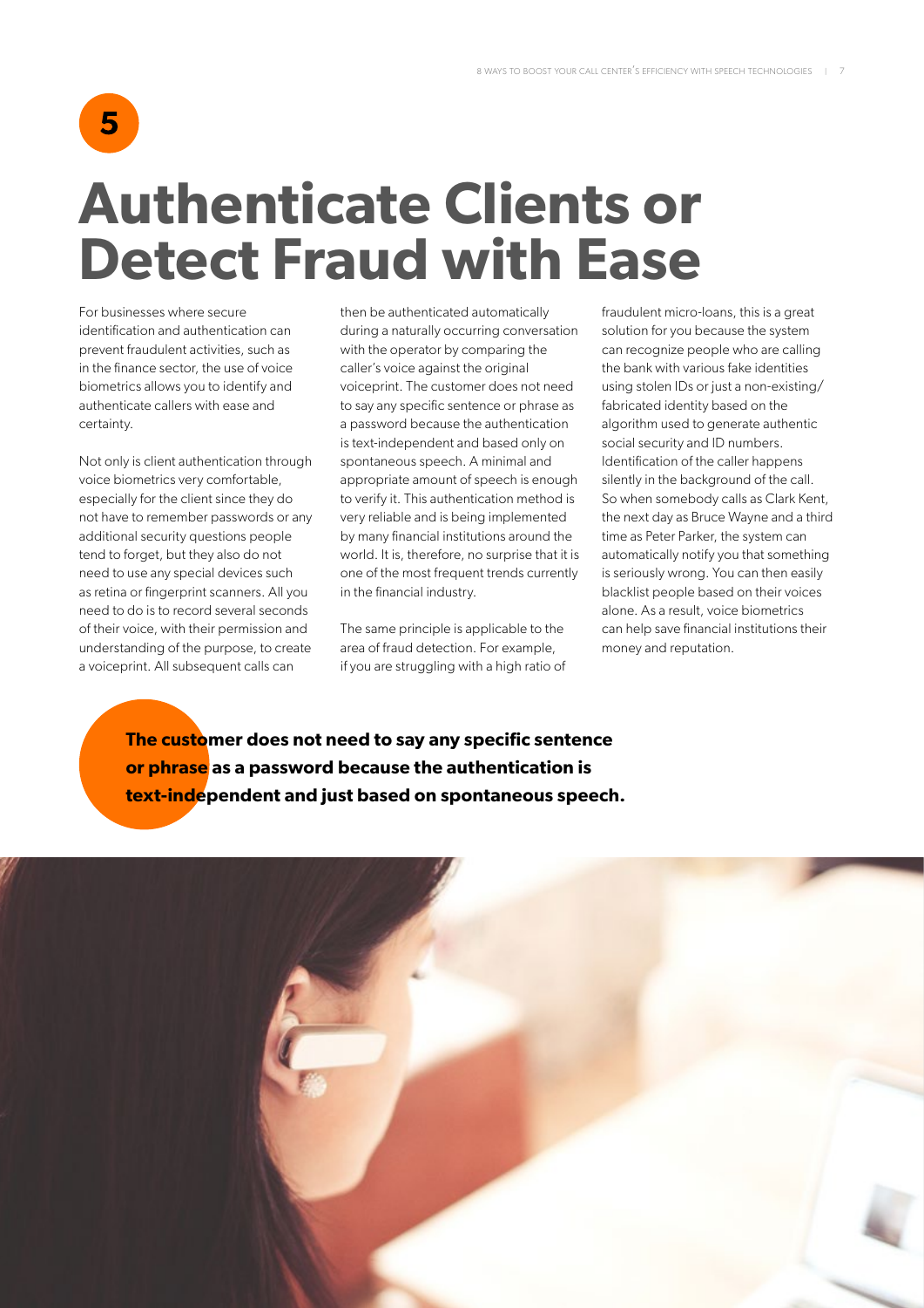5

# Authenticate Clients or Detect Fraud with Ease

For businesses where secure identification and authentication can prevent fraudulent activities, such as in the finance sector, the use of voice biometrics allows you to identify and authenticate callers with ease and certainty.

Not only is client authentication through voice biometrics very comfortable, especially for the client since they do not have to remember passwords or any additional security questions people tend to forget, but they also do not need to use any special devices such as retina or fingerprint scanners. All you need to do is to record several seconds of their voice, with their permission and understanding of the purpose, to create a voiceprint. All subsequent calls can then be authenticated automatically during a naturally occurring conversation with the operator by comparing the caller's voice against the original voiceprint. The customer does not need to say any specific sentence or phrase as a password because the authentication is text-independent and based only on spontaneous speech. A minimal and appropriate amount of speech is enough to verify it. This authentication method is very reliable and is being implemented by many financial institutions around the world. It is, therefore, no surprise that it is one of the most frequent trends currently in the financial industry.

The same principle is applicable to the area of fraud detection. For example, if you are struggling with a high ratio of fraudulent micro-loans, this is a great solution for you because the system can recognize people who are calling the bank with various fake identities using stolen IDs or just a non-existing/fabricated identity based on the algorithm used to generate authentic social security and ID numbers. Identification of the caller happens silently in the background of the call. So when somebody calls as Clark Kent, the next day as Bruce Wayne and a third time as Peter Parker, the system can automatically notify you that something is seriously wrong. You can then easily blacklist people based on their voices alone. As a result, voice biometrics can help save financial institutions their money and reputation.

**The customer does not need to say any specific sentence or phrase as a password because the authentication is text-independent and just based on spontaneous speech.**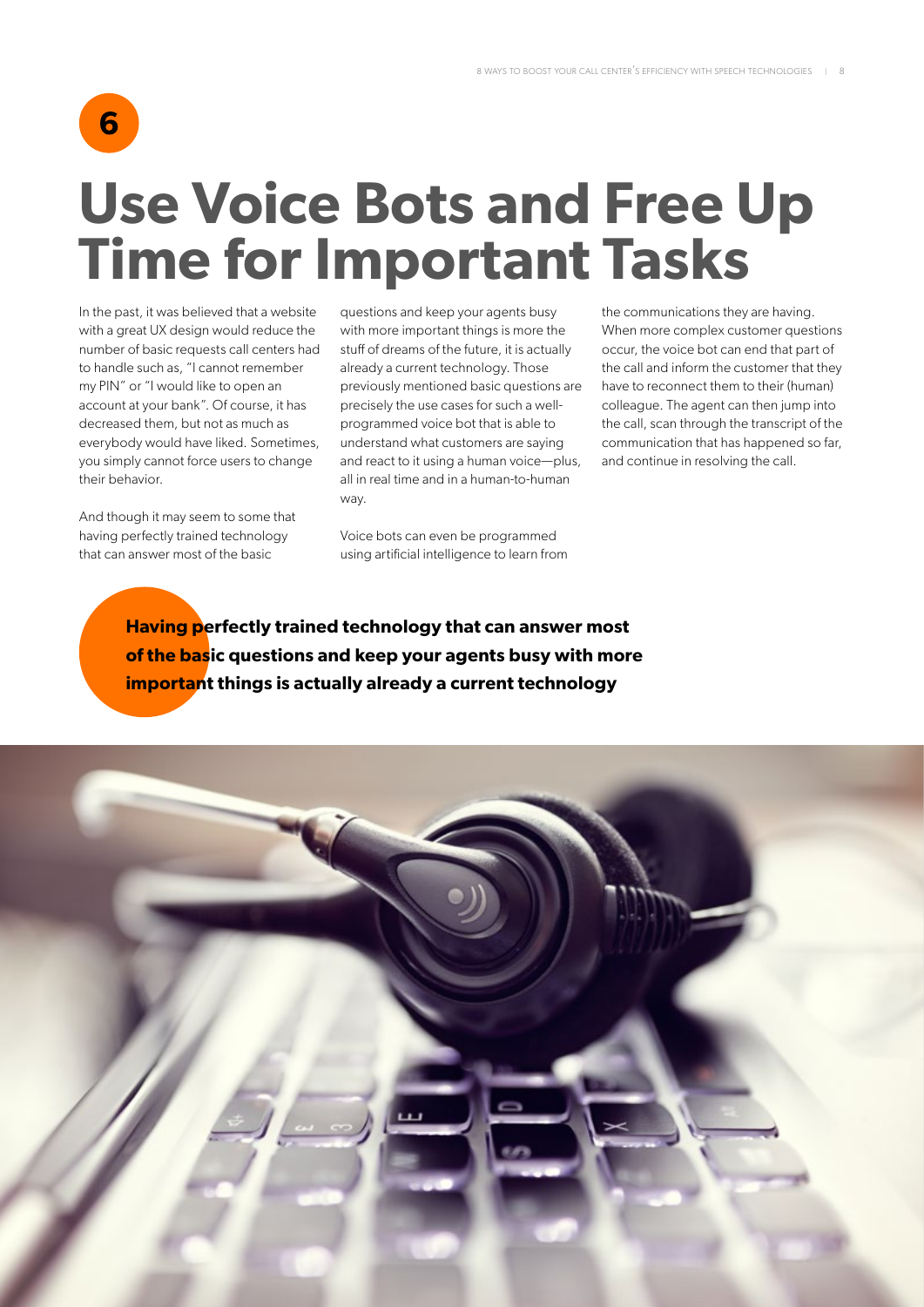**6**

# Use Voice Bots and Free Up Time for Important Tasks

In the past, it was believed that a website with a great UX design would reduce the number of basic requests call centers had to handle such as, "I cannot remember my PIN" or "I would like to open an account at your bank". Of course, it has decreased them, but not as much as everybody would have liked. Sometimes, you simply cannot force users to change their behavior.

And though it may seem to some that having perfectly trained technology that can answer most of the basic questions and keep your agents busy with more important things is more the stuff of dreams of the future, it is actually already a current technology. Those previously mentioned basic questions are precisely the use cases for such a well-programmed voice bot that is able to understand what customers are saying and react to it using a human voice—plus, all in real time and in a human-to-human way.

Voice bots can even be programmed using artificial intelligence to learn from the communications they are having. When more complex customer questions occur, the voice bot can end that part of the call and inform the customer that they have to reconnect them to their (human) colleague. The agent can then jump into the call, scan through the transcript of the communication that has happened so far, and continue in resolving the call.

**Having perfectly trained technology that can answer most of the basic questions and keep your agents busy with more important things is actually already a current technology**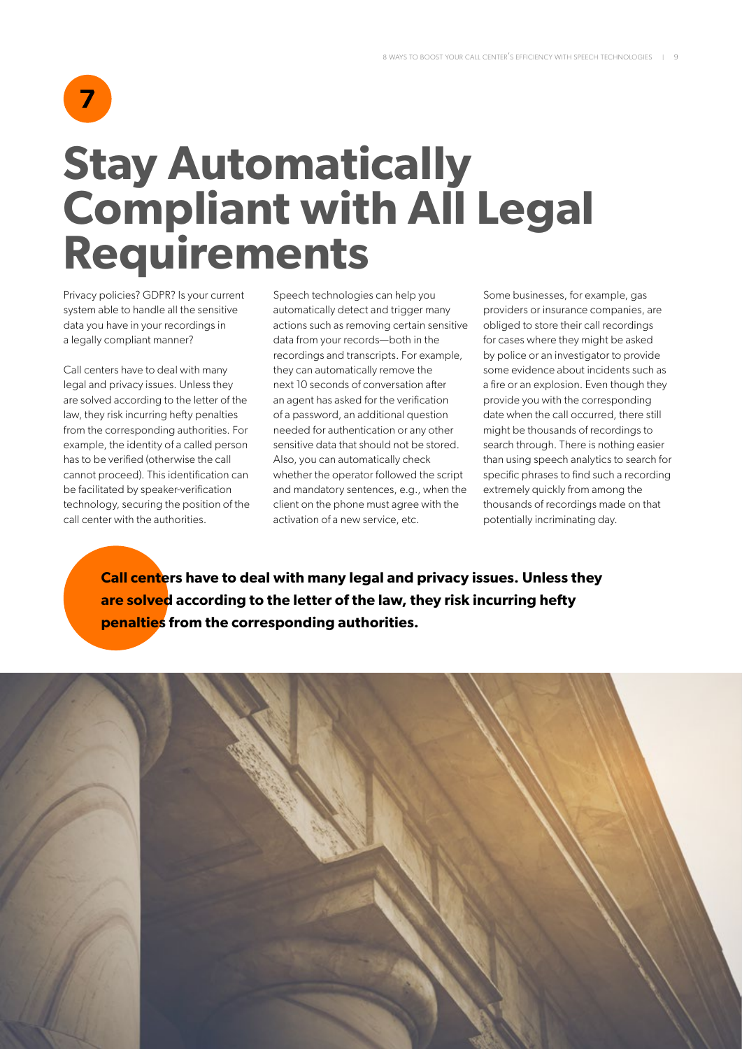**7**

# Stay Automatically Compliant with All Legal Requirements

Privacy policies? GDPR? Is your current system able to handle all the sensitive data you have in your recordings in a legally compliant manner?

Call centers have to deal with many legal and privacy issues. Unless they are solved according to the letter of the law, they risk incurring hefty penalties from the corresponding authorities. For example, the identity of a called person has to be verified (otherwise the call cannot proceed). This identification can be facilitated by speaker-verification technology, securing the position of the call center with the authorities.

Speech technologies can help you automatically detect and trigger many actions such as removing certain sensitive data from your records—both in the recordings and transcripts. For example, they can automatically remove the next 10 seconds of conversation after an agent has asked for the verification of a password, an additional question needed for authentication or any other sensitive data that should not be stored. Also, you can automatically check whether the operator followed the script and mandatory sentences, e.g., when the client on the phone must agree with the activation of a new service, etc.

Some businesses, for example, gas providers or insurance companies, are obliged to store their call recordings for cases where they might be asked by police or an investigator to provide some evidence about incidents such as a fire or an explosion. Even though they provide you with the corresponding date when the call occurred, there still might be thousands of recordings to search through. There is nothing easier than using speech analytics to search for specific phrases to find such a recording extremely quickly from among the thousands of recordings made on that potentially incriminating day.

**Call centers have to deal with many legal and privacy issues. Unless they are solved according to the letter of the law, they risk incurring hefty penalties from the corresponding authorities.**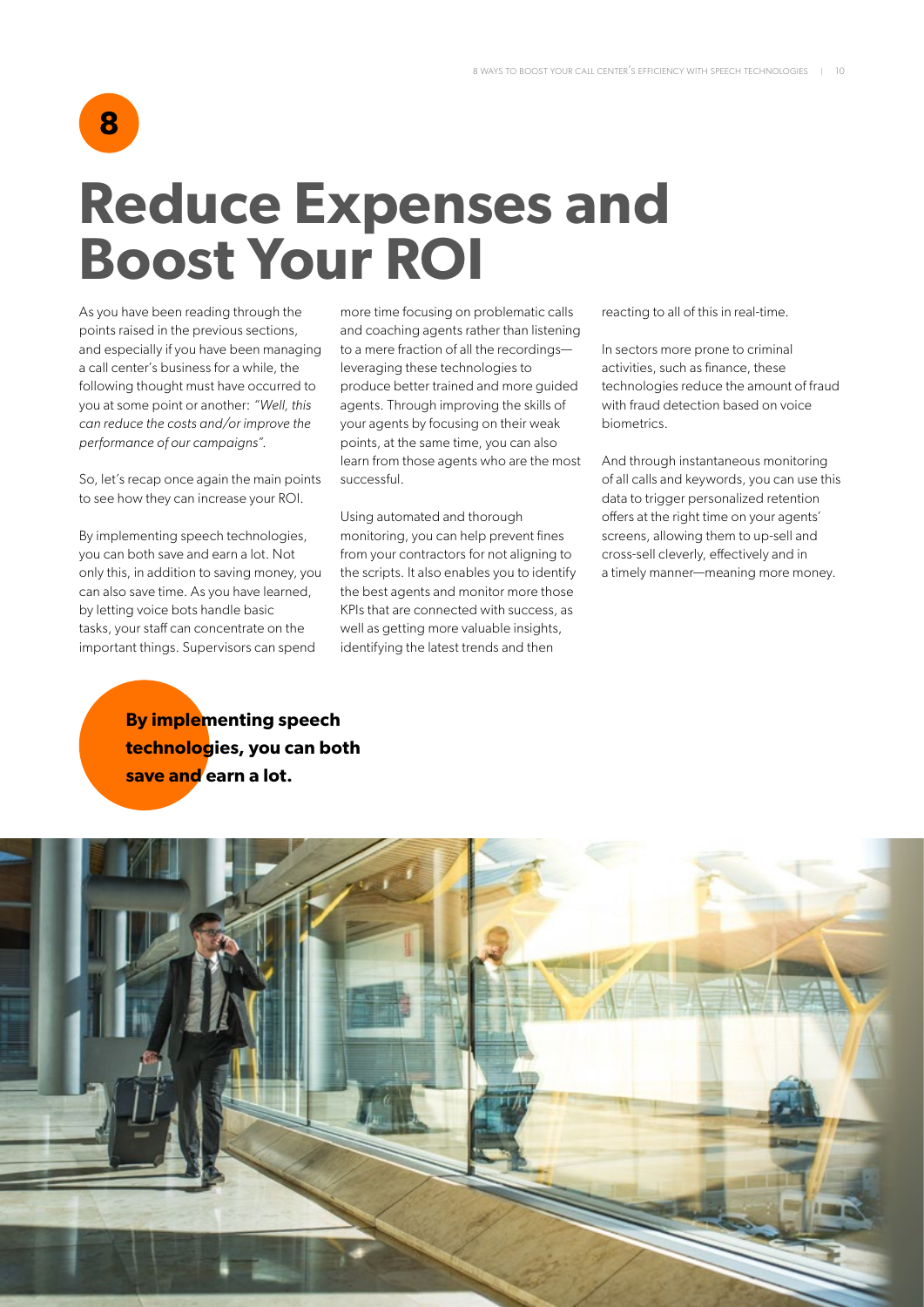**8**

# Reduce Expenses and Boost Your ROI

As you have been reading through the points raised in the previous sections, and especially if you have been managing a call center's business for a while, the following thought must have occurred to you at some point or another: *"Well, this can reduce the costs and/or improve the performance of our campaigns".*

So, let's recap once again the main points to see how they can increase your ROI.

By implementing speech technologies, you can both save and earn a lot. Not only this, in addition to saving money, you can also save time. As you have learned, by letting voice bots handle basic tasks, your staff can concentrate on the important things. Supervisors can spend more time focusing on problematic calls and coaching agents rather than listening to a mere fraction of all the recordings—leveraging these technologies to produce better trained and more guided agents. Through improving the skills of your agents by focusing on their weak points, at the same time, you can also learn from those agents who are the most successful.

Using automated and thorough monitoring, you can help prevent fines from your contractors for not aligning to the scripts. It also enables you to identify the best agents and monitor more those KPIs that are connected with success, as well as getting more valuable insights, identifying the latest trends and then reacting to all of this in real-time.

In sectors more prone to criminal activities, such as finance, these technologies reduce the amount of fraud with fraud detection based on voice biometrics.

And through instantaneous monitoring of all calls and keywords, you can use this data to trigger personalized retention offers at the right time on your agents' screens, allowing them to up-sell and cross-sell cleverly, effectively and in a timely manner—meaning more money.

**By implementing speech technologies, you can both save and earn a lot.**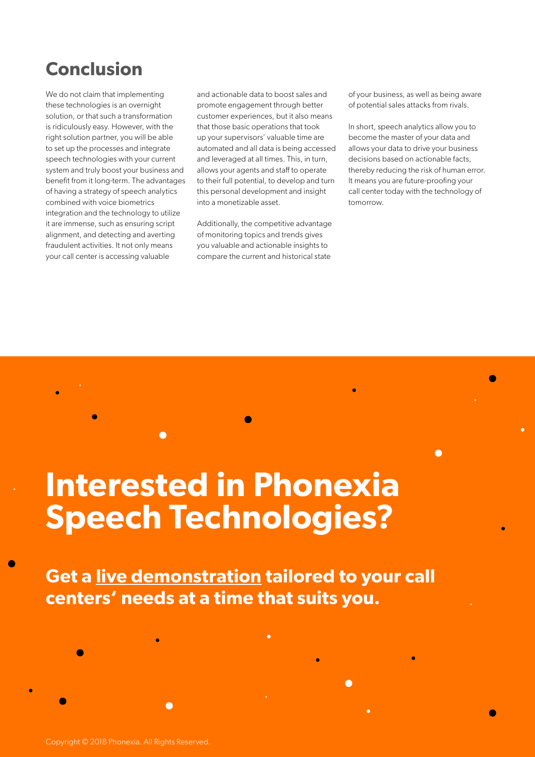## Conclusion

We do not claim that implementing these technologies is an overnight solution, or that such a transformation is ridiculously easy. However, with the right solution partner, you will be able to set up the processes and integrate speech technologies with your current system and truly boost your business and benefit from it long-term. The advantages of having a strategy of speech analytics combined with voice biometrics integration and the technology to utilize it are immense, such as ensuring script alignment, and detecting and averting fraudulent activities. It not only means your call center is accessing valuable and actionable data to boost sales and promote engagement through better customer experiences, but it also means that those basic operations that took up your supervisors' valuable time are automated and all data is being accessed and leveraged at all times. This, in turn, allows your agents and staff to operate to their full potential, to develop and turn this personal development and insight into a monetizable asset.

Additionally, the competitive advantage of monitoring topics and trends gives you valuable and actionable insights to compare the current and historical state of your business, as well as being aware of potential sales attacks from rivals.

In short, speech analytics allow you to become the master of your data and allows your data to drive your business decisions based on actionable facts, thereby reducing the risk of human error. It means you are future-proofing your call center today with the technology of tomorrow.

# Interested in Phonexia Speech Technologies?

**Get a live demonstration tailored to your call centers' needs at a time that suits you.**

Copyright © 2018 Phonexia. All Rights Reserved.